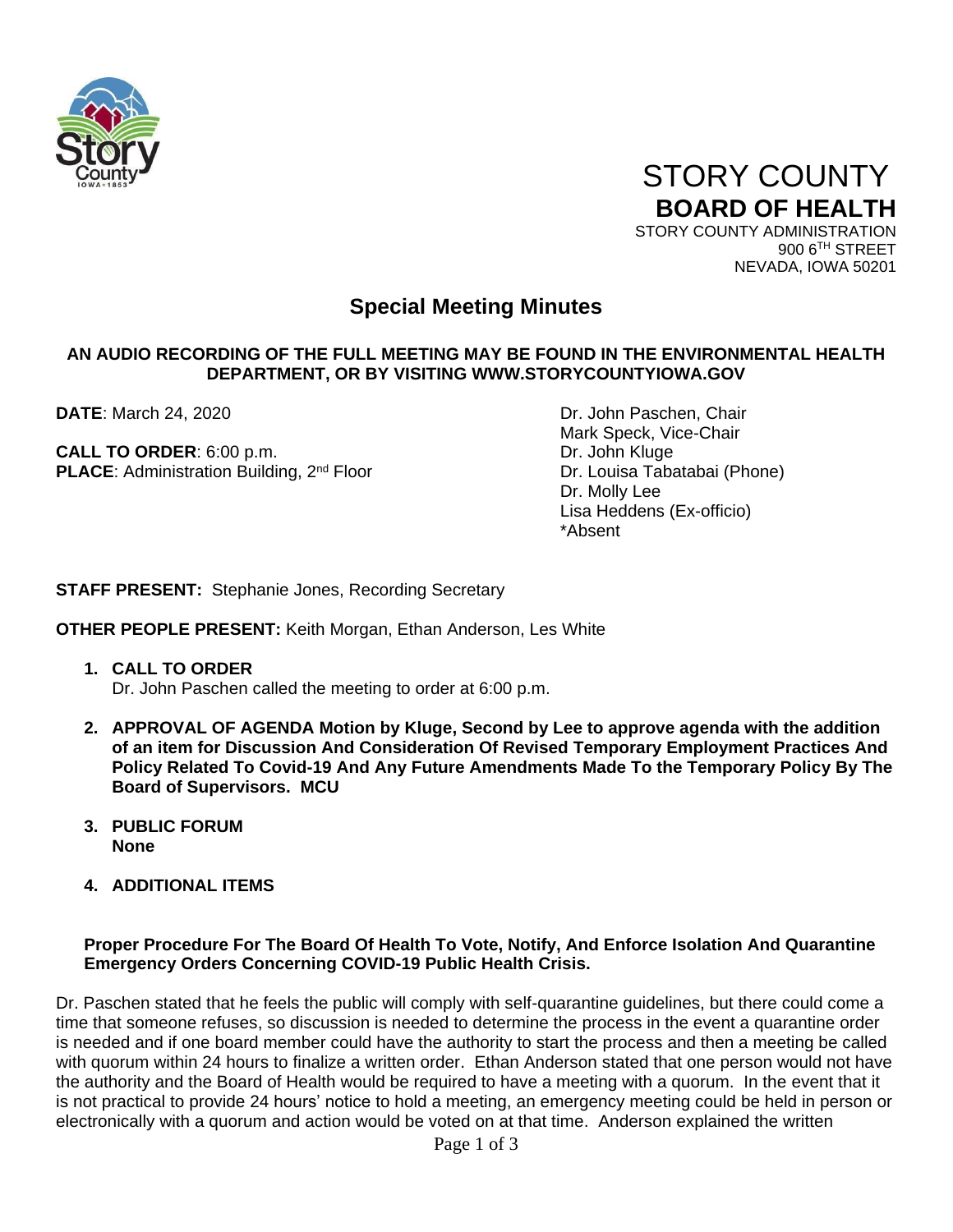STORY COUNTY
**BOARD OF HEALTH**
STORY COUNTY ADMINISTRATION
900 6TH STREET
NEVADA, IOWA 50201

## Special Meeting Minutes

**AN AUDIO RECORDING OF THE FULL MEETING MAY BE FOUND IN THE ENVIRONMENTAL HEALTH DEPARTMENT, OR BY VISITING WWW.STORYCOUNTYIOWA.GOV**

**DATE**: March 24, 2020

**CALL TO ORDER**: 6:00 p.m.
**PLACE**: Administration Building, 2nd Floor

Dr. John Paschen, Chair
Mark Speck, Vice-Chair
Dr. John Kluge
Dr. Louisa Tabatabai (Phone)
Dr. Molly Lee
Lisa Heddens (Ex-officio)
*Absent

**STAFF PRESENT:** Stephanie Jones, Recording Secretary

**OTHER PEOPLE PRESENT:** Keith Morgan, Ethan Anderson, Les White

1. **CALL TO ORDER**
   Dr. John Paschen called the meeting to order at 6:00 p.m.

2. **APPROVAL OF AGENDA Motion by Kluge, Second by Lee to approve agenda with the addition of an item for Discussion And Consideration Of Revised Temporary Employment Practices And Policy Related To Covid-19 And Any Future Amendments Made To the Temporary Policy By The Board of Supervisors. MCU**

3. **PUBLIC FORUM**
   **None**

4. **ADDITIONAL ITEMS**

**Proper Procedure For The Board Of Health To Vote, Notify, And Enforce Isolation And Quarantine Emergency Orders Concerning COVID-19 Public Health Crisis.**

Dr. Paschen stated that he feels the public will comply with self-quarantine guidelines, but there could come a time that someone refuses, so discussion is needed to determine the process in the event a quarantine order is needed and if one board member could have the authority to start the process and then a meeting be called with quorum within 24 hours to finalize a written order. Ethan Anderson stated that one person would not have the authority and the Board of Health would be required to have a meeting with a quorum. In the event that it is not practical to provide 24 hours' notice to hold a meeting, an emergency meeting could be held in person or electronically with a quorum and action would be voted on at that time. Anderson explained the written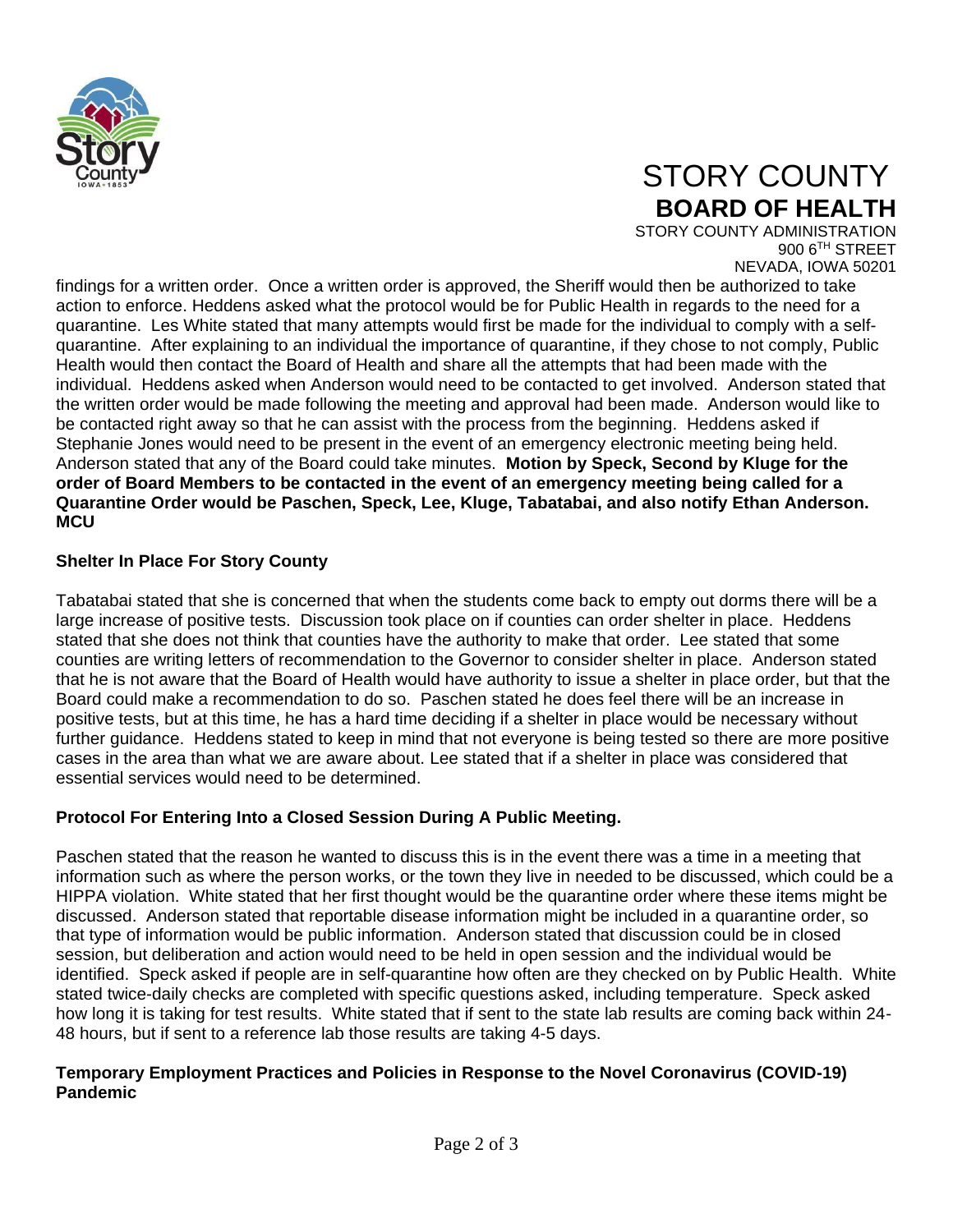findings for a written order. Once a written order is approved, the Sheriff would then be authorized to take action to enforce. Heddens asked what the protocol would be for Public Health in regards to the need for a quarantine. Les White stated that many attempts would first be made for the individual to comply with a self-quarantine. After explaining to an individual the importance of quarantine, if they chose to not comply, Public Health would then contact the Board of Health and share all the attempts that had been made with the individual. Heddens asked when Anderson would need to be contacted to get involved. Anderson stated that the written order would be made following the meeting and approval had been made. Anderson would like to be contacted right away so that he can assist with the process from the beginning. Heddens asked if Stephanie Jones would need to be present in the event of an emergency electronic meeting being held. Anderson stated that any of the Board could take minutes. **Motion by Speck, Second by Kluge for the order of Board Members to be contacted in the event of an emergency meeting being called for a Quarantine Order would be Paschen, Speck, Lee, Kluge, Tabatabai, and also notify Ethan Anderson. MCU**

**Shelter In Place For Story County**

Tabatabai stated that she is concerned that when the students come back to empty out dorms there will be a large increase of positive tests. Discussion took place on if counties can order shelter in place. Heddens stated that she does not think that counties have the authority to make that order. Lee stated that some counties are writing letters of recommendation to the Governor to consider shelter in place. Anderson stated that he is not aware that the Board of Health would have authority to issue a shelter in place order, but that the Board could make a recommendation to do so. Paschen stated he does feel there will be an increase in positive tests, but at this time, he has a hard time deciding if a shelter in place would be necessary without further guidance. Heddens stated to keep in mind that not everyone is being tested so there are more positive cases in the area than what we are aware about. Lee stated that if a shelter in place was considered that essential services would need to be determined.

**Protocol For Entering Into a Closed Session During A Public Meeting.**

Paschen stated that the reason he wanted to discuss this is in the event there was a time in a meeting that information such as where the person works, or the town they live in needed to be discussed, which could be a HIPPA violation. White stated that her first thought would be the quarantine order where these items might be discussed. Anderson stated that reportable disease information might be included in a quarantine order, so that type of information would be public information. Anderson stated that discussion could be in closed session, but deliberation and action would need to be held in open session and the individual would be identified. Speck asked if people are in self-quarantine how often are they checked on by Public Health. White stated twice-daily checks are completed with specific questions asked, including temperature. Speck asked how long it is taking for test results. White stated that if sent to the state lab results are coming back within 24-48 hours, but if sent to a reference lab those results are taking 4-5 days.

**Temporary Employment Practices and Policies in Response to the Novel Coronavirus (COVID-19) Pandemic**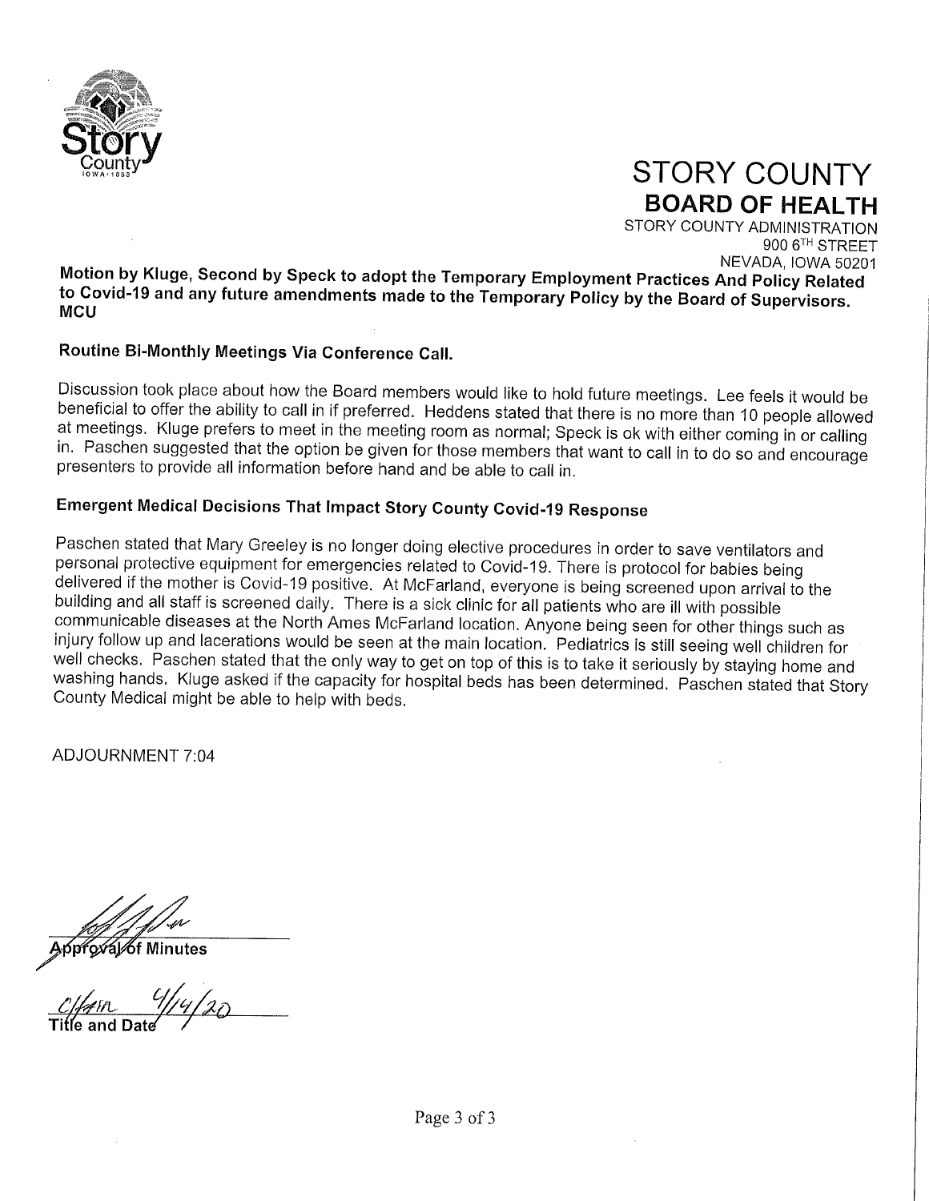# STORY COUNTY

## BOARD OF HEALTH

STORY COUNTY ADMINISTRATION
900 6TH STREET
NEVADA, IOWA 50201

**Motion by Kluge, Second by Speck to adopt the Temporary Employment Practices And Policy Related to Covid-19 and any future amendments made to the Temporary Policy by the Board of Supervisors. MCU**

### Routine Bi-Monthly Meetings Via Conference Call.

Discussion took place about how the Board members would like to hold future meetings. Lee feels it would be beneficial to offer the ability to call in if preferred. Heddens stated that there is no more than 10 people allowed at meetings. Kluge prefers to meet in the meeting room as normal; Speck is ok with either coming in or calling in. Paschen suggested that the option be given for those members that want to call in to do so and encourage presenters to provide all information before hand and be able to call in.

### Emergent Medical Decisions That Impact Story County Covid-19 Response

Paschen stated that Mary Greeley is no longer doing elective procedures in order to save ventilators and personal protective equipment for emergencies related to Covid-19. There is protocol for babies being delivered if the mother is Covid-19 positive. At McFarland, everyone is being screened upon arrival to the building and all staff is screened daily. There is a sick clinic for all patients who are ill with possible communicable diseases at the North Ames McFarland location. Anyone being seen for other things such as injury follow up and lacerations would be seen at the main location. Pediatrics is still seeing well children for well checks. Paschen stated that the only way to get on top of this is to take it seriously by staying home and washing hands. Kluge asked if the capacity for hospital beds has been determined. Paschen stated that Story County Medical might be able to help with beds.

ADJOURNMENT 7:04

**Approval of Minutes**

Chair 4/14/20
**Title and Date**